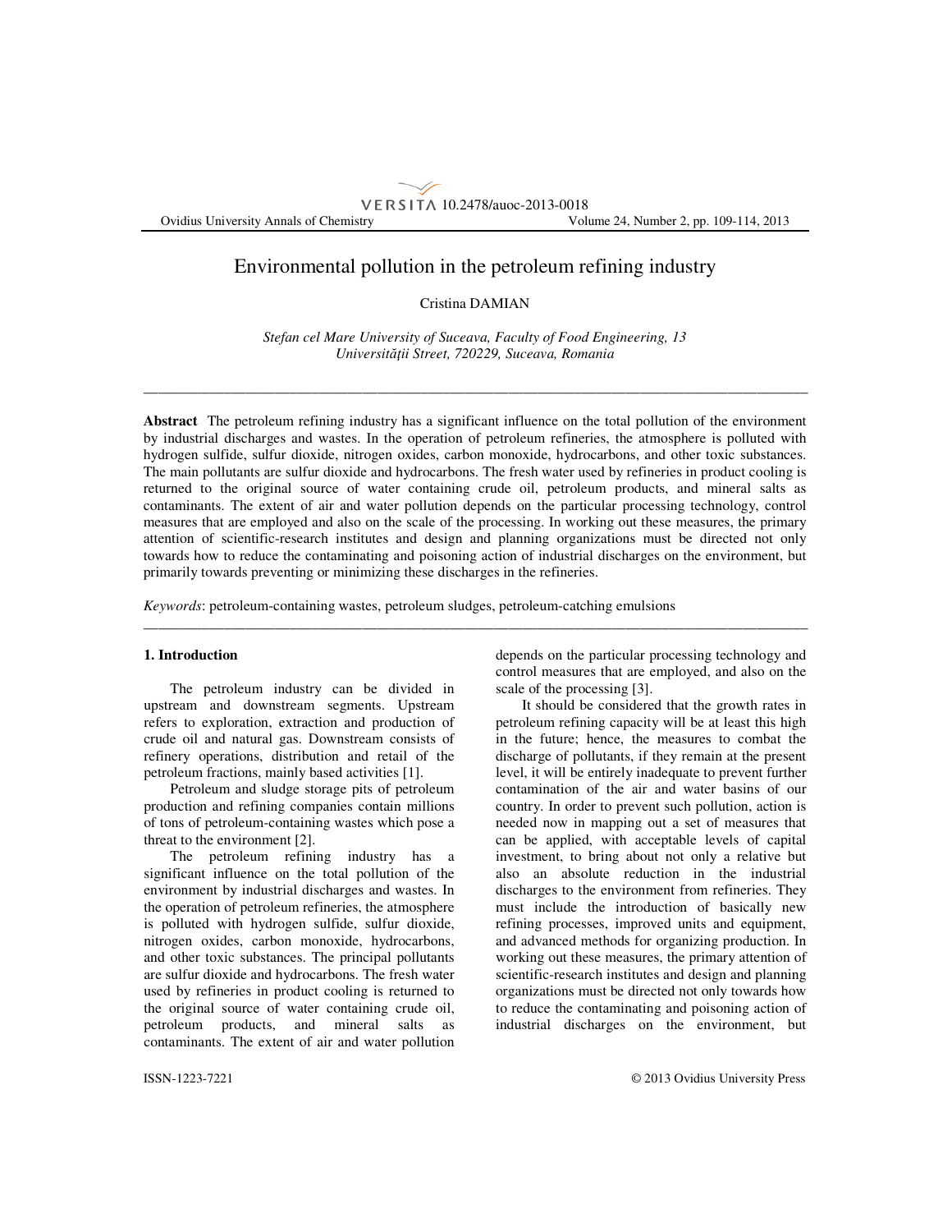# Environmental pollution in the petroleum refining industry

Cristina DAMIAN

*Stefan cel Mare University of Suceava, Faculty of Food Engineering, 13 Universităţii Street, 720229, Suceava, Romania*

---

**Abstract** The petroleum refining industry has a significant influence on the total pollution of the environment by industrial discharges and wastes. In the operation of petroleum refineries, the atmosphere is polluted with hydrogen sulfide, sulfur dioxide, nitrogen oxides, carbon monoxide, hydrocarbons, and other toxic substances. The main pollutants are sulfur dioxide and hydrocarbons. The fresh water used by refineries in product cooling is returned to the original source of water containing crude oil, petroleum products, and mineral salts as contaminants. The extent of air and water pollution depends on the particular processing technology, control measures that are employed and also on the scale of the processing. In working out these measures, the primary attention of scientific-research institutes and design and planning organizations must be directed not only towards how to reduce the contaminating and poisoning action of industrial discharges on the environment, but primarily towards preventing or minimizing these discharges in the refineries.

*Keywords*: petroleum-containing wastes, petroleum sludges, petroleum-catching emulsions

---

## 1. Introduction

The petroleum industry can be divided in upstream and downstream segments. Upstream refers to exploration, extraction and production of crude oil and natural gas. Downstream consists of refinery operations, distribution and retail of the petroleum fractions, mainly based activities [1].

Petroleum and sludge storage pits of petroleum production and refining companies contain millions of tons of petroleum-containing wastes which pose a threat to the environment [2].

The petroleum refining industry has a significant influence on the total pollution of the environment by industrial discharges and wastes. In the operation of petroleum refineries, the atmosphere is polluted with hydrogen sulfide, sulfur dioxide, nitrogen oxides, carbon monoxide, hydrocarbons, and other toxic substances. The principal pollutants are sulfur dioxide and hydrocarbons. The fresh water used by refineries in product cooling is returned to the original source of water containing crude oil, petroleum products, and mineral salts as contaminants. The extent of air and water pollution depends on the particular processing technology and control measures that are employed, and also on the scale of the processing [3].

It should be considered that the growth rates in petroleum refining capacity will be at least this high in the future; hence, the measures to combat the discharge of pollutants, if they remain at the present level, it will be entirely inadequate to prevent further contamination of the air and water basins of our country. In order to prevent such pollution, action is needed now in mapping out a set of measures that can be applied, with acceptable levels of capital investment, to bring about not only a relative but also an absolute reduction in the industrial discharges to the environment from refineries. They must include the introduction of basically new refining processes, improved units and equipment, and advanced methods for organizing production. In working out these measures, the primary attention of scientific-research institutes and design and planning organizations must be directed not only towards how to reduce the contaminating and poisoning action of industrial discharges on the environment, but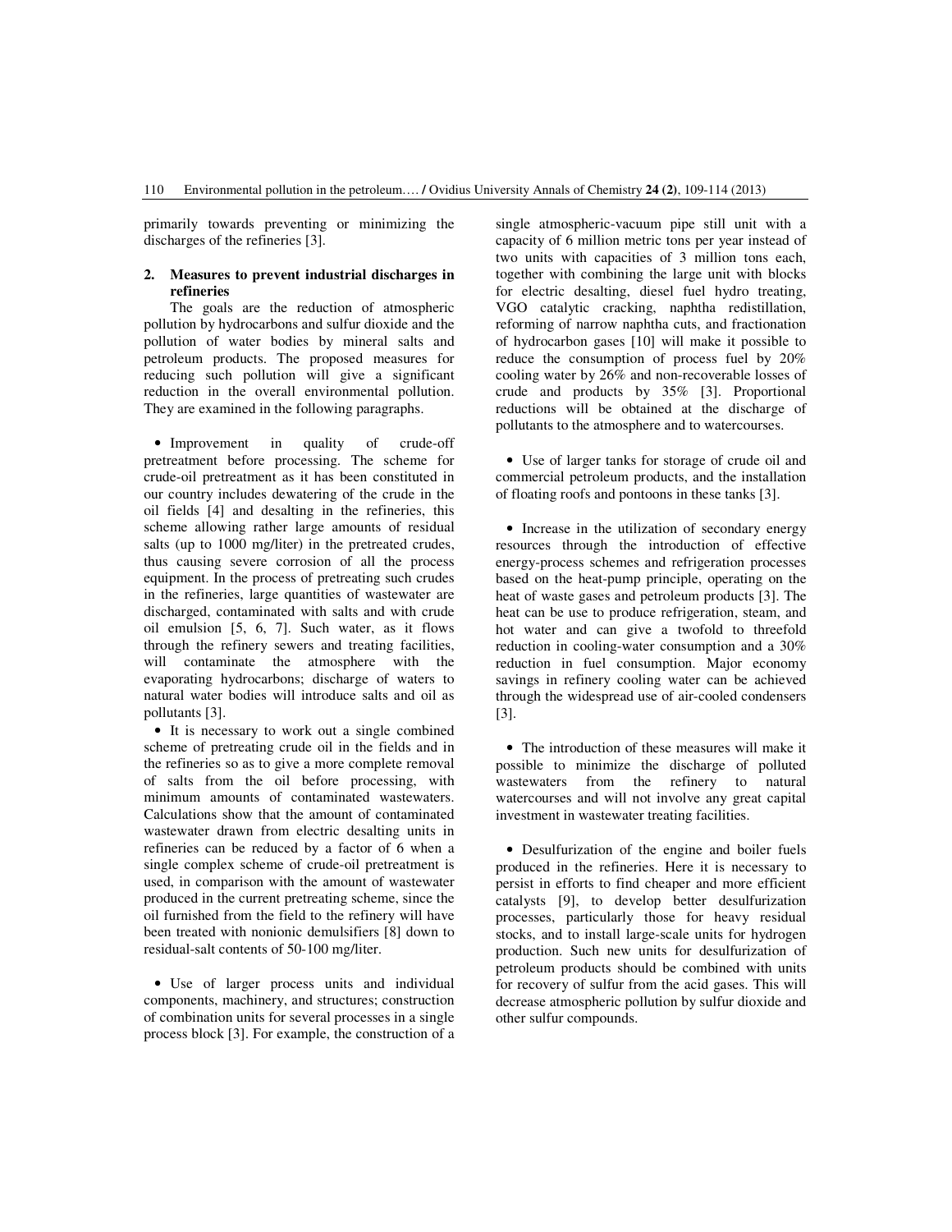primarily towards preventing or minimizing the discharges of the refineries [3].

## 2. Measures to prevent industrial discharges in refineries

The goals are the reduction of atmospheric pollution by hydrocarbons and sulfur dioxide and the pollution of water bodies by mineral salts and petroleum products. The proposed measures for reducing such pollution will give a significant reduction in the overall environmental pollution. They are examined in the following paragraphs.

- Improvement in quality of crude-off pretreatment before processing. The scheme for crude-oil pretreatment as it has been constituted in our country includes dewatering of the crude in the oil fields [4] and desalting in the refineries, this scheme allowing rather large amounts of residual salts (up to 1000 mg/liter) in the pretreated crudes, thus causing severe corrosion of all the process equipment. In the process of pretreating such crudes in the refineries, large quantities of wastewater are discharged, contaminated with salts and with crude oil emulsion [5, 6, 7]. Such water, as it flows through the refinery sewers and treating facilities, will contaminate the atmosphere with the evaporating hydrocarbons; discharge of waters to natural water bodies will introduce salts and oil as pollutants [3].
- It is necessary to work out a single combined scheme of pretreating crude oil in the fields and in the refineries so as to give a more complete removal of salts from the oil before processing, with minimum amounts of contaminated wastewaters. Calculations show that the amount of contaminated wastewater drawn from electric desalting units in refineries can be reduced by a factor of 6 when a single complex scheme of crude-oil pretreatment is used, in comparison with the amount of wastewater produced in the current pretreating scheme, since the oil furnished from the field to the refinery will have been treated with nonionic demulsifiers [8] down to residual-salt contents of 50-100 mg/liter.

- Use of larger process units and individual components, machinery, and structures; construction of combination units for several processes in a single process block [3]. For example, the construction of a single atmospheric-vacuum pipe still unit with a capacity of 6 million metric tons per year instead of two units with capacities of 3 million tons each, together with combining the large unit with blocks for electric desalting, diesel fuel hydro treating, VGO catalytic cracking, naphtha redistillation, reforming of narrow naphtha cuts, and fractionation of hydrocarbon gases [10] will make it possible to reduce the consumption of process fuel by 20% cooling water by 26% and non-recoverable losses of crude and products by 35% [3]. Proportional reductions will be obtained at the discharge of pollutants to the atmosphere and to watercourses.

- Use of larger tanks for storage of crude oil and commercial petroleum products, and the installation of floating roofs and pontoons in these tanks [3].

- Increase in the utilization of secondary energy resources through the introduction of effective energy-process schemes and refrigeration processes based on the heat-pump principle, operating on the heat of waste gases and petroleum products [3]. The heat can be use to produce refrigeration, steam, and hot water and can give a twofold to threefold reduction in cooling-water consumption and a 30% reduction in fuel consumption. Major economy savings in refinery cooling water can be achieved through the widespread use of air-cooled condensers [3].

- The introduction of these measures will make it possible to minimize the discharge of polluted wastewaters from the refinery to natural watercourses and will not involve any great capital investment in wastewater treating facilities.

- Desulfurization of the engine and boiler fuels produced in the refineries. Here it is necessary to persist in efforts to find cheaper and more efficient catalysts [9], to develop better desulfurization processes, particularly those for heavy residual stocks, and to install large-scale units for hydrogen production. Such new units for desulfurization of petroleum products should be combined with units for recovery of sulfur from the acid gases. This will decrease atmospheric pollution by sulfur dioxide and other sulfur compounds.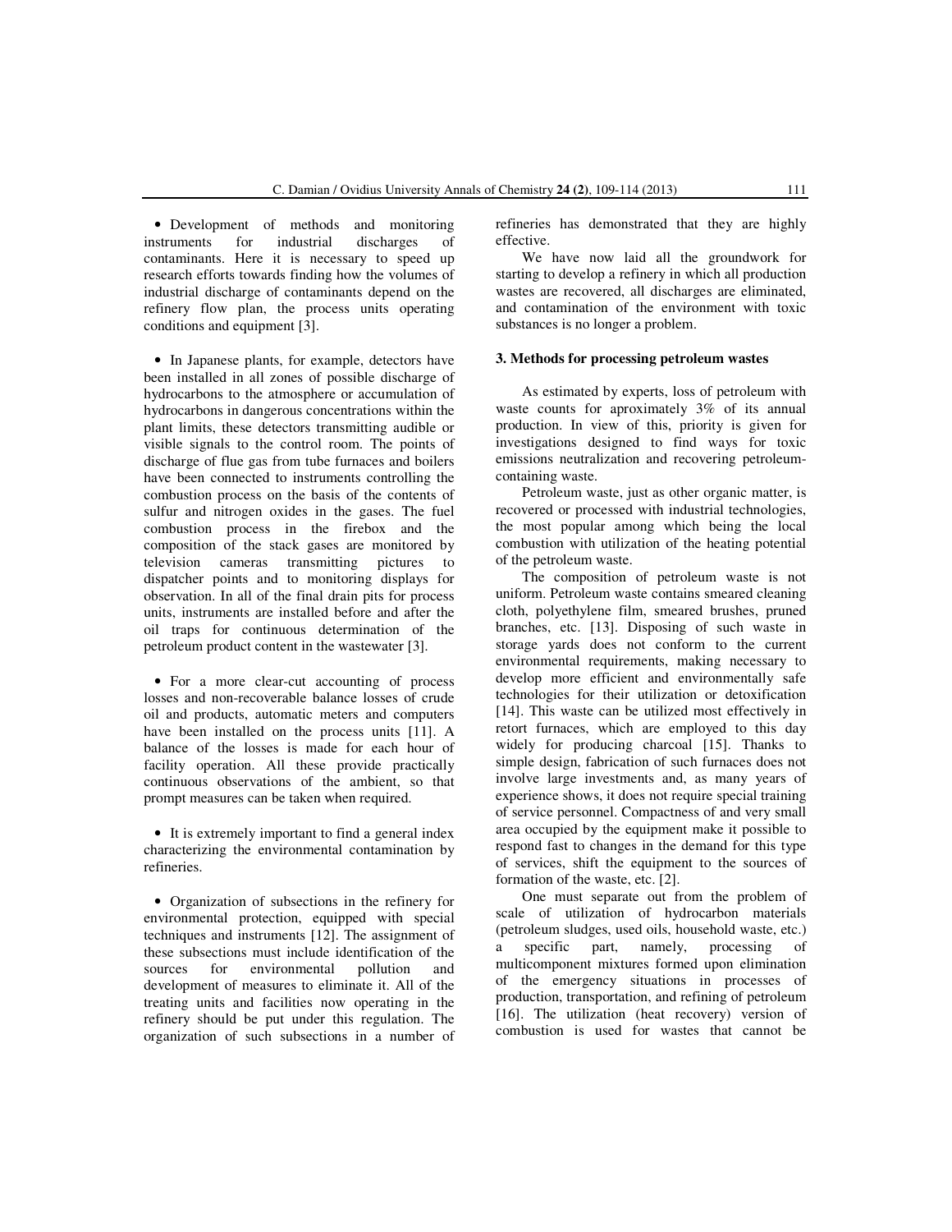- Development of methods and monitoring instruments for industrial discharges of contaminants. Here it is necessary to speed up research efforts towards finding how the volumes of industrial discharge of contaminants depend on the refinery flow plan, the process units operating conditions and equipment [3].

- In Japanese plants, for example, detectors have been installed in all zones of possible discharge of hydrocarbons to the atmosphere or accumulation of hydrocarbons in dangerous concentrations within the plant limits, these detectors transmitting audible or visible signals to the control room. The points of discharge of flue gas from tube furnaces and boilers have been connected to instruments controlling the combustion process on the basis of the contents of sulfur and nitrogen oxides in the gases. The fuel combustion process in the firebox and the composition of the stack gases are monitored by television cameras transmitting pictures to dispatcher points and to monitoring displays for observation. In all of the final drain pits for process units, instruments are installed before and after the oil traps for continuous determination of the petroleum product content in the wastewater [3].

- For a more clear-cut accounting of process losses and non-recoverable balance losses of crude oil and products, automatic meters and computers have been installed on the process units [11]. A balance of the losses is made for each hour of facility operation. All these provide practically continuous observations of the ambient, so that prompt measures can be taken when required.

- It is extremely important to find a general index characterizing the environmental contamination by refineries.

- Organization of subsections in the refinery for environmental protection, equipped with special techniques and instruments [12]. The assignment of these subsections must include identification of the sources for environmental pollution and development of measures to eliminate it. All of the treating units and facilities now operating in the refinery should be put under this regulation. The organization of such subsections in a number of refineries has demonstrated that they are highly effective.

We have now laid all the groundwork for starting to develop a refinery in which all production wastes are recovered, all discharges are eliminated, and contamination of the environment with toxic substances is no longer a problem.

## 3. Methods for processing petroleum wastes

As estimated by experts, loss of petroleum with waste counts for aproximately 3% of its annual production. In view of this, priority is given for investigations designed to find ways for toxic emissions neutralization and recovering petroleum-containing waste.

Petroleum waste, just as other organic matter, is recovered or processed with industrial technologies, the most popular among which being the local combustion with utilization of the heating potential of the petroleum waste.

The composition of petroleum waste is not uniform. Petroleum waste contains smeared cleaning cloth, polyethylene film, smeared brushes, pruned branches, etc. [13]. Disposing of such waste in storage yards does not conform to the current environmental requirements, making necessary to develop more efficient and environmentally safe technologies for their utilization or detoxification [14]. This waste can be utilized most effectively in retort furnaces, which are employed to this day widely for producing charcoal [15]. Thanks to simple design, fabrication of such furnaces does not involve large investments and, as many years of experience shows, it does not require special training of service personnel. Compactness of and very small area occupied by the equipment make it possible to respond fast to changes in the demand for this type of services, shift the equipment to the sources of formation of the waste, etc. [2].

One must separate out from the problem of scale of utilization of hydrocarbon materials (petroleum sludges, used oils, household waste, etc.) a specific part, namely, processing of multicomponent mixtures formed upon elimination of the emergency situations in processes of production, transportation, and refining of petroleum [16]. The utilization (heat recovery) version of combustion is used for wastes that cannot be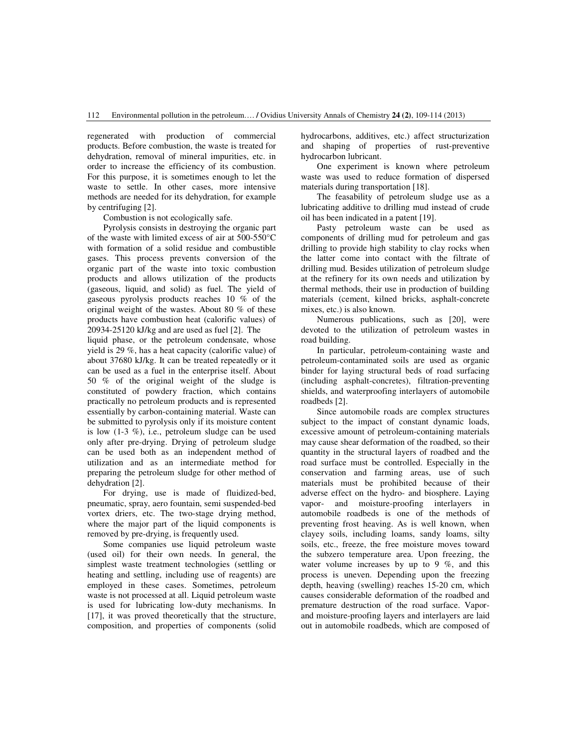regenerated with production of commercial products. Before combustion, the waste is treated for dehydration, removal of mineral impurities, etc. in order to increase the efficiency of its combustion. For this purpose, it is sometimes enough to let the waste to settle. In other cases, more intensive methods are needed for its dehydration, for example by centrifuging [2].

Combustion is not ecologically safe.

Pyrolysis consists in destroying the organic part of the waste with limited excess of air at 500-550°C with formation of a solid residue and combustible gases. This process prevents conversion of the organic part of the waste into toxic combustion products and allows utilization of the products (gaseous, liquid, and solid) as fuel. The yield of gaseous pyrolysis products reaches 10 % of the original weight of the wastes. About 80 % of these products have combustion heat (calorific values) of 20934-25120 kJ/kg and are used as fuel [2]. The liquid phase, or the petroleum condensate, whose yield is 29 %, has a heat capacity (calorific value) of about 37680 kJ/kg. It can be treated repeatedly or it can be used as a fuel in the enterprise itself. About 50 % of the original weight of the sludge is constituted of powdery fraction, which contains practically no petroleum products and is represented essentially by carbon-containing material. Waste can be submitted to pyrolysis only if its moisture content is low (1-3 %), i.e., petroleum sludge can be used only after pre-drying. Drying of petroleum sludge can be used both as an independent method of utilization and as an intermediate method for preparing the petroleum sludge for other method of dehydration [2].

For drying, use is made of fluidized-bed, pneumatic, spray, aero fountain, semi suspended-bed vortex driers, etc. The two-stage drying method, where the major part of the liquid components is removed by pre-drying, is frequently used.

Some companies use liquid petroleum waste (used oil) for their own needs. In general, the simplest waste treatment technologies (settling or heating and settling, including use of reagents) are employed in these cases. Sometimes, petroleum waste is not processed at all. Liquid petroleum waste is used for lubricating low-duty mechanisms. In [17], it was proved theoretically that the structure, composition, and properties of components (solid hydrocarbons, additives, etc.) affect structurization and shaping of properties of rust-preventive hydrocarbon lubricant.

One experiment is known where petroleum waste was used to reduce formation of dispersed materials during transportation [18].

The feasability of petroleum sludge use as a lubricating additive to drilling mud instead of crude oil has been indicated in a patent [19].

Pasty petroleum waste can be used as components of drilling mud for petroleum and gas drilling to provide high stability to clay rocks when the latter come into contact with the filtrate of drilling mud. Besides utilization of petroleum sludge at the refinery for its own needs and utilization by thermal methods, their use in production of building materials (cement, kilned bricks, asphalt-concrete mixes, etc.) is also known.

Numerous publications, such as [20], were devoted to the utilization of petroleum wastes in road building.

In particular, petroleum-containing waste and petroleum-contaminated soils are used as organic binder for laying structural beds of road surfacing (including asphalt-concretes), filtration-preventing shields, and waterproofing interlayers of automobile roadbeds [2].

Since automobile roads are complex structures subject to the impact of constant dynamic loads, excessive amount of petroleum-containing materials may cause shear deformation of the roadbed, so their quantity in the structural layers of roadbed and the road surface must be controlled. Especially in the conservation and farming areas, use of such materials must be prohibited because of their adverse effect on the hydro- and biosphere. Laying vapor- and moisture-proofing interlayers in automobile roadbeds is one of the methods of preventing frost heaving. As is well known, when clayey soils, including loams, sandy loams, silty soils, etc., freeze, the free moisture moves toward the subzero temperature area. Upon freezing, the water volume increases by up to 9 %, and this process is uneven. Depending upon the freezing depth, heaving (swelling) reaches 15-20 cm, which causes considerable deformation of the roadbed and premature destruction of the road surface. Vapor- and moisture-proofing layers and interlayers are laid out in automobile roadbeds, which are composed of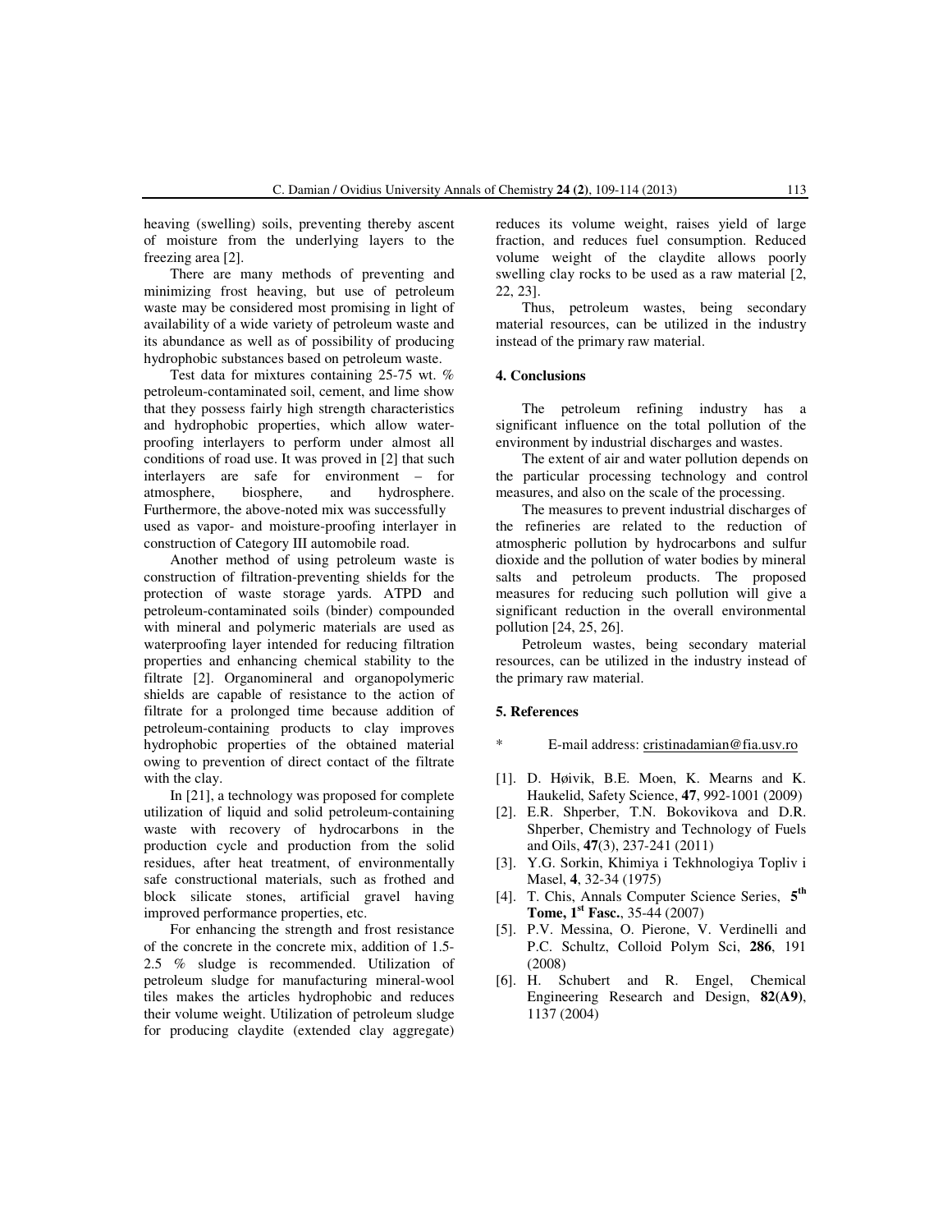heaving (swelling) soils, preventing thereby ascent of moisture from the underlying layers to the freezing area [2].

There are many methods of preventing and minimizing frost heaving, but use of petroleum waste may be considered most promising in light of availability of a wide variety of petroleum waste and its abundance as well as of possibility of producing hydrophobic substances based on petroleum waste.

Test data for mixtures containing 25-75 wt. % petroleum-contaminated soil, cement, and lime show that they possess fairly high strength characteristics and hydrophobic properties, which allow water-proofing interlayers to perform under almost all conditions of road use. It was proved in [2] that such interlayers are safe for environment – for atmosphere, biosphere, and hydrosphere. Furthermore, the above-noted mix was successfully used as vapor- and moisture-proofing interlayer in construction of Category III automobile road.

Another method of using petroleum waste is construction of filtration-preventing shields for the protection of waste storage yards. ATPD and petroleum-contaminated soils (binder) compounded with mineral and polymeric materials are used as waterproofing layer intended for reducing filtration properties and enhancing chemical stability to the filtrate [2]. Organomineral and organopolymeric shields are capable of resistance to the action of filtrate for a prolonged time because addition of petroleum-containing products to clay improves hydrophobic properties of the obtained material owing to prevention of direct contact of the filtrate with the clay.

In [21], a technology was proposed for complete utilization of liquid and solid petroleum-containing waste with recovery of hydrocarbons in the production cycle and production from the solid residues, after heat treatment, of environmentally safe constructional materials, such as frothed and block silicate stones, artificial gravel having improved performance properties, etc.

For enhancing the strength and frost resistance of the concrete in the concrete mix, addition of 1.5-2.5 % sludge is recommended. Utilization of petroleum sludge for manufacturing mineral-wool tiles makes the articles hydrophobic and reduces their volume weight. Utilization of petroleum sludge for producing claydite (extended clay aggregate) reduces its volume weight, raises yield of large fraction, and reduces fuel consumption. Reduced volume weight of the claydite allows poorly swelling clay rocks to be used as a raw material [2, 22, 23].

Thus, petroleum wastes, being secondary material resources, can be utilized in the industry instead of the primary raw material.

## 4. Conclusions

The petroleum refining industry has a significant influence on the total pollution of the environment by industrial discharges and wastes.

The extent of air and water pollution depends on the particular processing technology and control measures, and also on the scale of the processing.

The measures to prevent industrial discharges of the refineries are related to the reduction of atmospheric pollution by hydrocarbons and sulfur dioxide and the pollution of water bodies by mineral salts and petroleum products. The proposed measures for reducing such pollution will give a significant reduction in the overall environmental pollution [24, 25, 26].

Petroleum wastes, being secondary material resources, can be utilized in the industry instead of the primary raw material.

## 5. References

* E-mail address: cristinadamian@fia.usv.ro

[1]. D. Høivik, B.E. Moen, K. Mearns and K. Haukelid, Safety Science, **47**, 992-1001 (2009)

[2]. E.R. Shperber, T.N. Bokovikova and D.R. Shperber, Chemistry and Technology of Fuels and Oils, **47**(3), 237-241 (2011)

[3]. Y.G. Sorkin, Khimiya i Tekhnologiya Topliv i Masel, **4**, 32-34 (1975)

[4]. T. Chis, Annals Computer Science Series, **5th Tome, 1st Fasc.**, 35-44 (2007)

[5]. P.V. Messina, O. Pierone, V. Verdinelli and P.C. Schultz, Colloid Polym Sci, **286**, 191 (2008)

[6]. H. Schubert and R. Engel, Chemical Engineering Research and Design, **82(A9)**, 1137 (2004)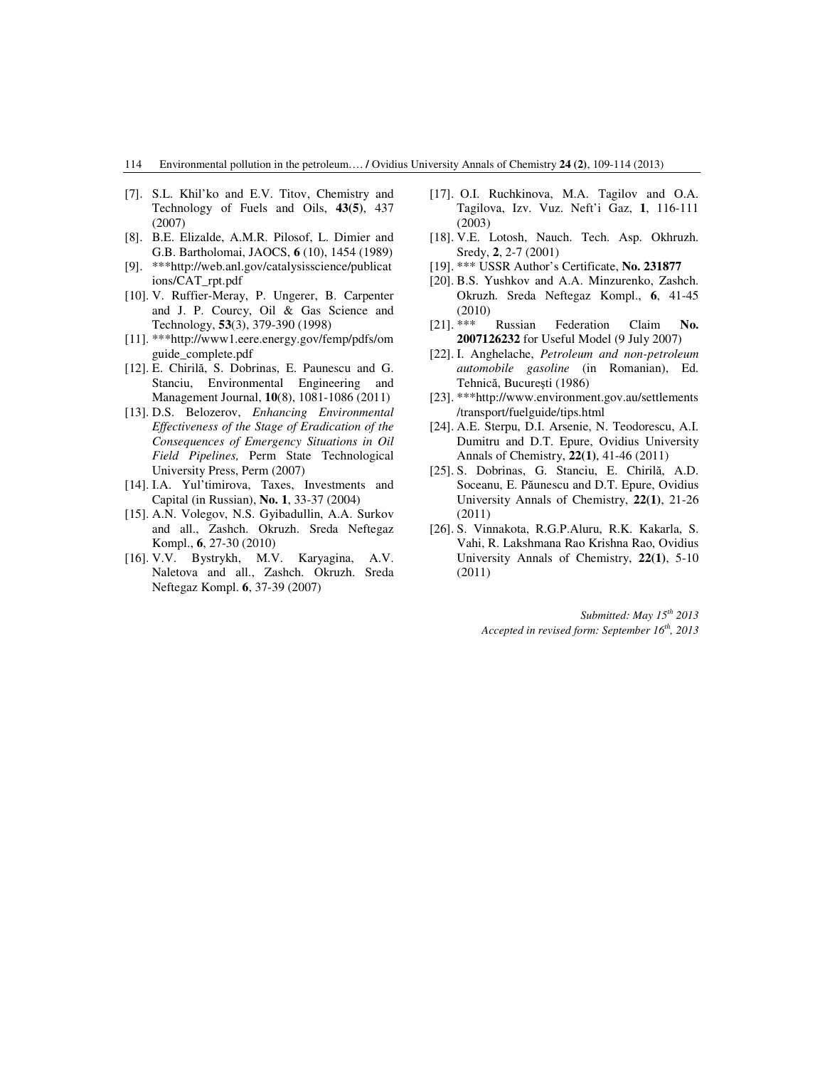[7]. S.L. Khil'ko and E.V. Titov, Chemistry and Technology of Fuels and Oils, **43(5)**, 437 (2007)

[8]. B.E. Elizalde, A.M.R. Pilosof, L. Dimier and G.B. Bartholomai, JAOCS, **6** (10), 1454 (1989)

[9]. ***http://web.anl.gov/catalysisscience/publications/CAT_rpt.pdf

[10]. V. Ruffier-Meray, P. Ungerer, B. Carpenter and J. P. Courcy, Oil & Gas Science and Technology, **53**(3), 379-390 (1998)

[11]. ***http://www1.eere.energy.gov/femp/pdfs/omguide_complete.pdf

[12]. E. Chirilă, S. Dobrinas, E. Paunescu and G. Stanciu, Environmental Engineering and Management Journal, **10**(8), 1081-1086 (2011)

[13]. D.S. Belozerov, *Enhancing Environmental Effectiveness of the Stage of Eradication of the Consequences of Emergency Situations in Oil Field Pipelines,* Perm State Technological University Press, Perm (2007)

[14]. I.A. Yul'timirova, Taxes, Investments and Capital (in Russian), **No. 1**, 33-37 (2004)

[15]. A.N. Volegov, N.S. Gyibadullin, A.A. Surkov and all., Zashch. Okruzh. Sreda Neftegaz Kompl., **6**, 27-30 (2010)

[16]. V.V. Bystrykh, M.V. Karyagina, A.V. Naletova and all., Zashch. Okruzh. Sreda Neftegaz Kompl. **6**, 37-39 (2007)

[17]. O.I. Ruchkinova, M.A. Tagilov and O.A. Tagilova, Izv. Vuz. Neft'i Gaz, **1**, 116-111 (2003)

[18]. V.E. Lotosh, Nauch. Tech. Asp. Okhruzh. Sredy, **2**, 2-7 (2001)

[19]. *** USSR Author's Certificate, **No. 231877**

[20]. B.S. Yushkov and A.A. Minzurenko, Zashch. Okruzh. Sreda Neftegaz Kompl., **6**, 41-45 (2010)

[21]. *** Russian Federation Claim **No. 2007126232** for Useful Model (9 July 2007)

[22]. I. Anghelache, *Petroleum and non-petroleum automobile gasoline* (in Romanian), Ed. Tehnică, Bucureşti (1986)

[23]. ***http://www.environment.gov.au/settlements/transport/fuelguide/tips.html

[24]. A.E. Sterpu, D.I. Arsenie, N. Teodorescu, A.I. Dumitru and D.T. Epure, Ovidius University Annals of Chemistry, **22(1)**, 41-46 (2011)

[25]. S. Dobrinas, G. Stanciu, E. Chirilă, A.D. Soceanu, E. Păunescu and D.T. Epure, Ovidius University Annals of Chemistry, **22(1)**, 21-26 (2011)

[26]. S. Vinnakota, R.G.P.Aluru, R.K. Kakarla, S. Vahi, R. Lakshmana Rao Krishna Rao, Ovidius University Annals of Chemistry, **22(1)**, 5-10 (2011)

*Submitted: May 15th 2013*
*Accepted in revised form: September 16th, 2013*